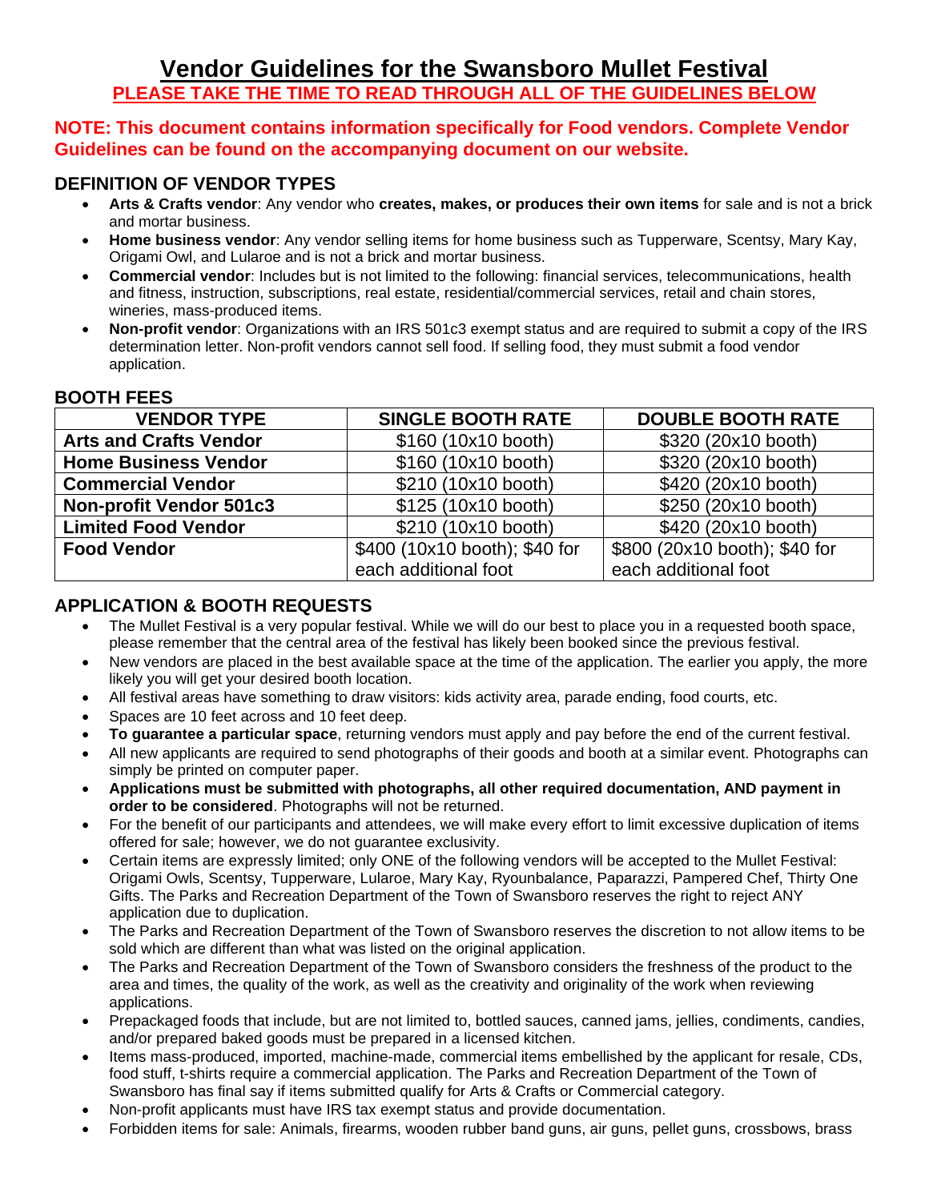# Vendor Guidelines for the Swansboro Mullet Festival

**PLEASE TAKE THE TIME TO READ THROUGH ALL OF THE GUIDELINES BELOW**

**NOTE: This document contains information specifically for Food vendors. Complete Vendor Guidelines can be found on the accompanying document on our website.**

## DEFINITION OF VENDOR TYPES

- **Arts & Crafts vendor**: Any vendor who **creates, makes, or produces their own items** for sale and is not a brick and mortar business.
- **Home business vendor**: Any vendor selling items for home business such as Tupperware, Scentsy, Mary Kay, Origami Owl, and Lularoe and is not a brick and mortar business.
- **Commercial vendor**: Includes but is not limited to the following: financial services, telecommunications, health and fitness, instruction, subscriptions, real estate, residential/commercial services, retail and chain stores, wineries, mass-produced items.
- **Non-profit vendor**: Organizations with an IRS 501c3 exempt status and are required to submit a copy of the IRS determination letter. Non-profit vendors cannot sell food. If selling food, they must submit a food vendor application.

## BOOTH FEES

| VENDOR TYPE | SINGLE BOOTH RATE | DOUBLE BOOTH RATE |
|---|---|---|
| **Arts and Crafts Vendor** | $160 (10x10 booth) | $320 (20x10 booth) |
| **Home Business Vendor** | $160 (10x10 booth) | $320 (20x10 booth) |
| **Commercial Vendor** | $210 (10x10 booth) | $420 (20x10 booth) |
| **Non-profit Vendor 501c3** | $125 (10x10 booth) | $250 (20x10 booth) |
| **Limited Food Vendor** | $210 (10x10 booth) | $420 (20x10 booth) |
| **Food Vendor** | $400 (10x10 booth); $40 for each additional foot | $800 (20x10 booth); $40 for each additional foot |

## APPLICATION & BOOTH REQUESTS

- The Mullet Festival is a very popular festival. While we will do our best to place you in a requested booth space, please remember that the central area of the festival has likely been booked since the previous festival.
- New vendors are placed in the best available space at the time of the application. The earlier you apply, the more likely you will get your desired booth location.
- All festival areas have something to draw visitors: kids activity area, parade ending, food courts, etc.
- Spaces are 10 feet across and 10 feet deep.
- **To guarantee a particular space**, returning vendors must apply and pay before the end of the current festival.
- All new applicants are required to send photographs of their goods and booth at a similar event. Photographs can simply be printed on computer paper.
- **Applications must be submitted with photographs, all other required documentation, AND payment in order to be considered**. Photographs will not be returned.
- For the benefit of our participants and attendees, we will make every effort to limit excessive duplication of items offered for sale; however, we do not guarantee exclusivity.
- Certain items are expressly limited; only ONE of the following vendors will be accepted to the Mullet Festival: Origami Owls, Scentsy, Tupperware, Lularoe, Mary Kay, Ryounbalance, Paparazzi, Pampered Chef, Thirty One Gifts. The Parks and Recreation Department of the Town of Swansboro reserves the right to reject ANY application due to duplication.
- The Parks and Recreation Department of the Town of Swansboro reserves the discretion to not allow items to be sold which are different than what was listed on the original application.
- The Parks and Recreation Department of the Town of Swansboro considers the freshness of the product to the area and times, the quality of the work, as well as the creativity and originality of the work when reviewing applications.
- Prepackaged foods that include, but are not limited to, bottled sauces, canned jams, jellies, condiments, candies, and/or prepared baked goods must be prepared in a licensed kitchen.
- Items mass-produced, imported, machine-made, commercial items embellished by the applicant for resale, CDs, food stuff, t-shirts require a commercial application. The Parks and Recreation Department of the Town of Swansboro has final say if items submitted qualify for Arts & Crafts or Commercial category.
- Non-profit applicants must have IRS tax exempt status and provide documentation.
- Forbidden items for sale: Animals, firearms, wooden rubber band guns, air guns, pellet guns, crossbows, brass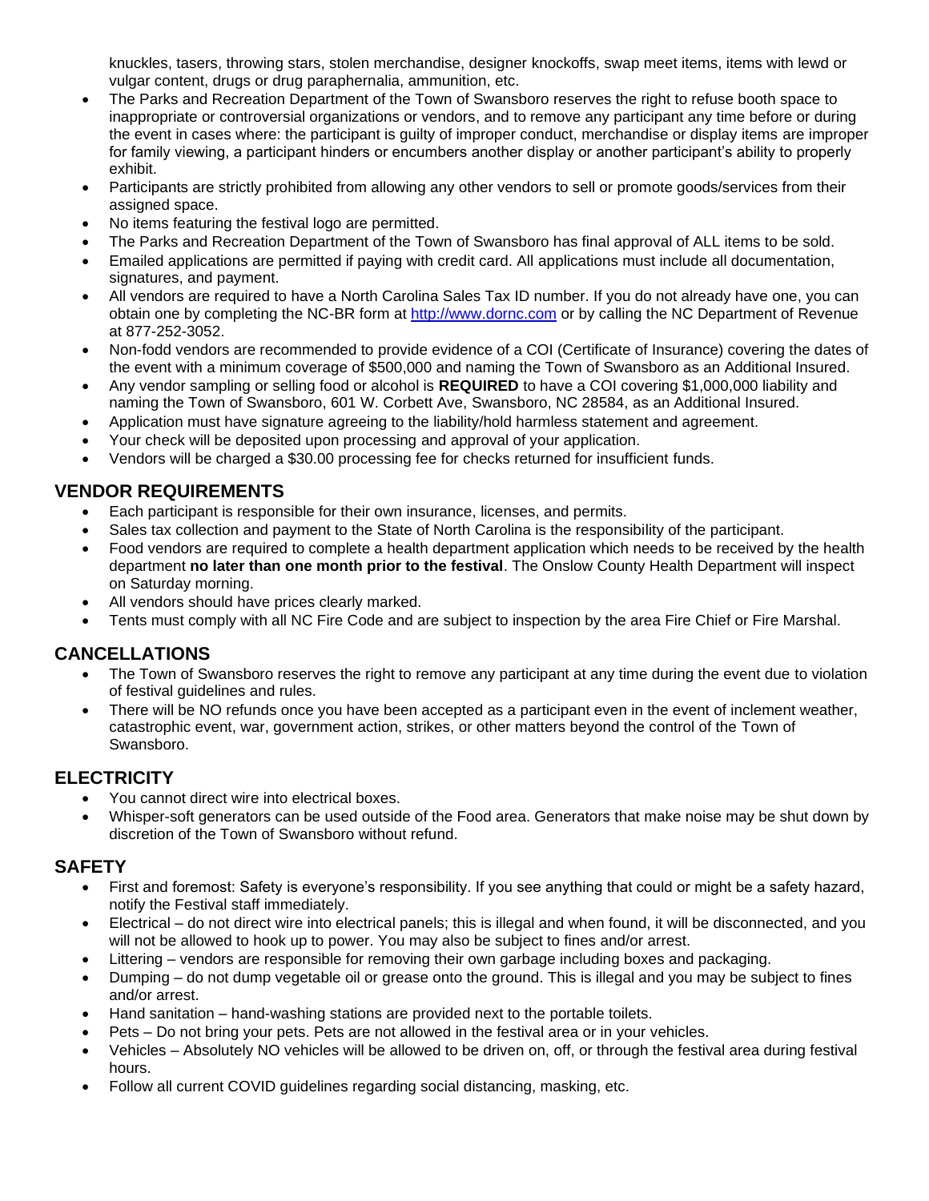knuckles, tasers, throwing stars, stolen merchandise, designer knockoffs, swap meet items, items with lewd or vulgar content, drugs or drug paraphernalia, ammunition, etc.

- The Parks and Recreation Department of the Town of Swansboro reserves the right to refuse booth space to inappropriate or controversial organizations or vendors, and to remove any participant any time before or during the event in cases where: the participant is guilty of improper conduct, merchandise or display items are improper for family viewing, a participant hinders or encumbers another display or another participant's ability to properly exhibit.
- Participants are strictly prohibited from allowing any other vendors to sell or promote goods/services from their assigned space.
- No items featuring the festival logo are permitted.
- The Parks and Recreation Department of the Town of Swansboro has final approval of ALL items to be sold.
- Emailed applications are permitted if paying with credit card. All applications must include all documentation, signatures, and payment.
- All vendors are required to have a North Carolina Sales Tax ID number. If you do not already have one, you can obtain one by completing the NC-BR form at [http://www.dornc.com](http://www.dornc.com) or by calling the NC Department of Revenue at 877-252-3052.
- Non-fodd vendors are recommended to provide evidence of a COI (Certificate of Insurance) covering the dates of the event with a minimum coverage of $500,000 and naming the Town of Swansboro as an Additional Insured.
- Any vendor sampling or selling food or alcohol is **REQUIRED** to have a COI covering $1,000,000 liability and naming the Town of Swansboro, 601 W. Corbett Ave, Swansboro, NC 28584, as an Additional Insured.
- Application must have signature agreeing to the liability/hold harmless statement and agreement.
- Your check will be deposited upon processing and approval of your application.
- Vendors will be charged a $30.00 processing fee for checks returned for insufficient funds.

## VENDOR REQUIREMENTS

- Each participant is responsible for their own insurance, licenses, and permits.
- Sales tax collection and payment to the State of North Carolina is the responsibility of the participant.
- Food vendors are required to complete a health department application which needs to be received by the health department **no later than one month prior to the festival**. The Onslow County Health Department will inspect on Saturday morning.
- All vendors should have prices clearly marked.
- Tents must comply with all NC Fire Code and are subject to inspection by the area Fire Chief or Fire Marshal.

## CANCELLATIONS

- The Town of Swansboro reserves the right to remove any participant at any time during the event due to violation of festival guidelines and rules.
- There will be NO refunds once you have been accepted as a participant even in the event of inclement weather, catastrophic event, war, government action, strikes, or other matters beyond the control of the Town of Swansboro.

## ELECTRICITY

- You cannot direct wire into electrical boxes.
- Whisper-soft generators can be used outside of the Food area. Generators that make noise may be shut down by discretion of the Town of Swansboro without refund.

## SAFETY

- First and foremost: Safety is everyone's responsibility. If you see anything that could or might be a safety hazard, notify the Festival staff immediately.
- Electrical – do not direct wire into electrical panels; this is illegal and when found, it will be disconnected, and you will not be allowed to hook up to power. You may also be subject to fines and/or arrest.
- Littering – vendors are responsible for removing their own garbage including boxes and packaging.
- Dumping – do not dump vegetable oil or grease onto the ground. This is illegal and you may be subject to fines and/or arrest.
- Hand sanitation – hand-washing stations are provided next to the portable toilets.
- Pets – Do not bring your pets. Pets are not allowed in the festival area or in your vehicles.
- Vehicles – Absolutely NO vehicles will be allowed to be driven on, off, or through the festival area during festival hours.
- Follow all current COVID guidelines regarding social distancing, masking, etc.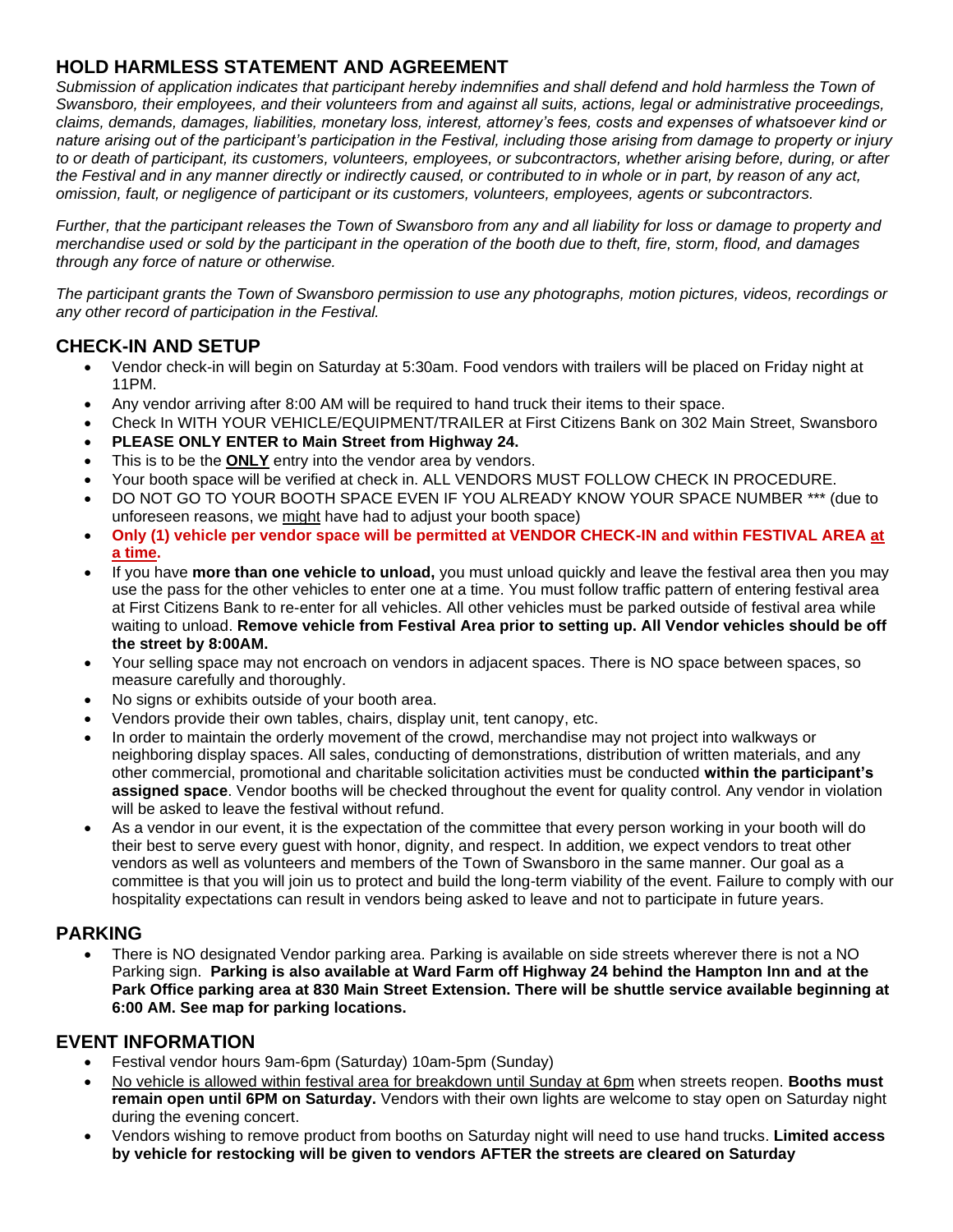## HOLD HARMLESS STATEMENT AND AGREEMENT

*Submission of application indicates that participant hereby indemnifies and shall defend and hold harmless the Town of Swansboro, their employees, and their volunteers from and against all suits, actions, legal or administrative proceedings, claims, demands, damages, liabilities, monetary loss, interest, attorney's fees, costs and expenses of whatsoever kind or nature arising out of the participant's participation in the Festival, including those arising from damage to property or injury to or death of participant, its customers, volunteers, employees, or subcontractors, whether arising before, during, or after the Festival and in any manner directly or indirectly caused, or contributed to in whole or in part, by reason of any act, omission, fault, or negligence of participant or its customers, volunteers, employees, agents or subcontractors.*

*Further, that the participant releases the Town of Swansboro from any and all liability for loss or damage to property and merchandise used or sold by the participant in the operation of the booth due to theft, fire, storm, flood, and damages through any force of nature or otherwise.*

*The participant grants the Town of Swansboro permission to use any photographs, motion pictures, videos, recordings or any other record of participation in the Festival.*

## CHECK-IN AND SETUP

- Vendor check-in will begin on Saturday at 5:30am. Food vendors with trailers will be placed on Friday night at 11PM.
- Any vendor arriving after 8:00 AM will be required to hand truck their items to their space.
- Check In WITH YOUR VEHICLE/EQUIPMENT/TRAILER at First Citizens Bank on 302 Main Street, Swansboro
- **PLEASE ONLY ENTER to Main Street from Highway 24.**
- This is to be the **ONLY** entry into the vendor area by vendors.
- Your booth space will be verified at check in. ALL VENDORS MUST FOLLOW CHECK IN PROCEDURE.
- DO NOT GO TO YOUR BOOTH SPACE EVEN IF YOU ALREADY KNOW YOUR SPACE NUMBER *** (due to unforeseen reasons, we might have had to adjust your booth space)
- **Only (1) vehicle per vendor space will be permitted at VENDOR CHECK-IN and within FESTIVAL AREA at a time.**
- If you have **more than one vehicle to unload,** you must unload quickly and leave the festival area then you may use the pass for the other vehicles to enter one at a time. You must follow traffic pattern of entering festival area at First Citizens Bank to re-enter for all vehicles. All other vehicles must be parked outside of festival area while waiting to unload. **Remove vehicle from Festival Area prior to setting up. All Vendor vehicles should be off the street by 8:00AM.**
- Your selling space may not encroach on vendors in adjacent spaces. There is NO space between spaces, so measure carefully and thoroughly.
- No signs or exhibits outside of your booth area.
- Vendors provide their own tables, chairs, display unit, tent canopy, etc.
- In order to maintain the orderly movement of the crowd, merchandise may not project into walkways or neighboring display spaces. All sales, conducting of demonstrations, distribution of written materials, and any other commercial, promotional and charitable solicitation activities must be conducted **within the participant's assigned space**. Vendor booths will be checked throughout the event for quality control. Any vendor in violation will be asked to leave the festival without refund.
- As a vendor in our event, it is the expectation of the committee that every person working in your booth will do their best to serve every guest with honor, dignity, and respect. In addition, we expect vendors to treat other vendors as well as volunteers and members of the Town of Swansboro in the same manner. Our goal as a committee is that you will join us to protect and build the long-term viability of the event. Failure to comply with our hospitality expectations can result in vendors being asked to leave and not to participate in future years.

## PARKING

- There is NO designated Vendor parking area. Parking is available on side streets wherever there is not a NO Parking sign. **Parking is also available at Ward Farm off Highway 24 behind the Hampton Inn and at the Park Office parking area at 830 Main Street Extension. There will be shuttle service available beginning at 6:00 AM. See map for parking locations.**

## EVENT INFORMATION

- Festival vendor hours 9am-6pm (Saturday) 10am-5pm (Sunday)
- No vehicle is allowed within festival area for breakdown until Sunday at 6pm when streets reopen. **Booths must remain open until 6PM on Saturday.** Vendors with their own lights are welcome to stay open on Saturday night during the evening concert.
- Vendors wishing to remove product from booths on Saturday night will need to use hand trucks. **Limited access by vehicle for restocking will be given to vendors AFTER the streets are cleared on Saturday**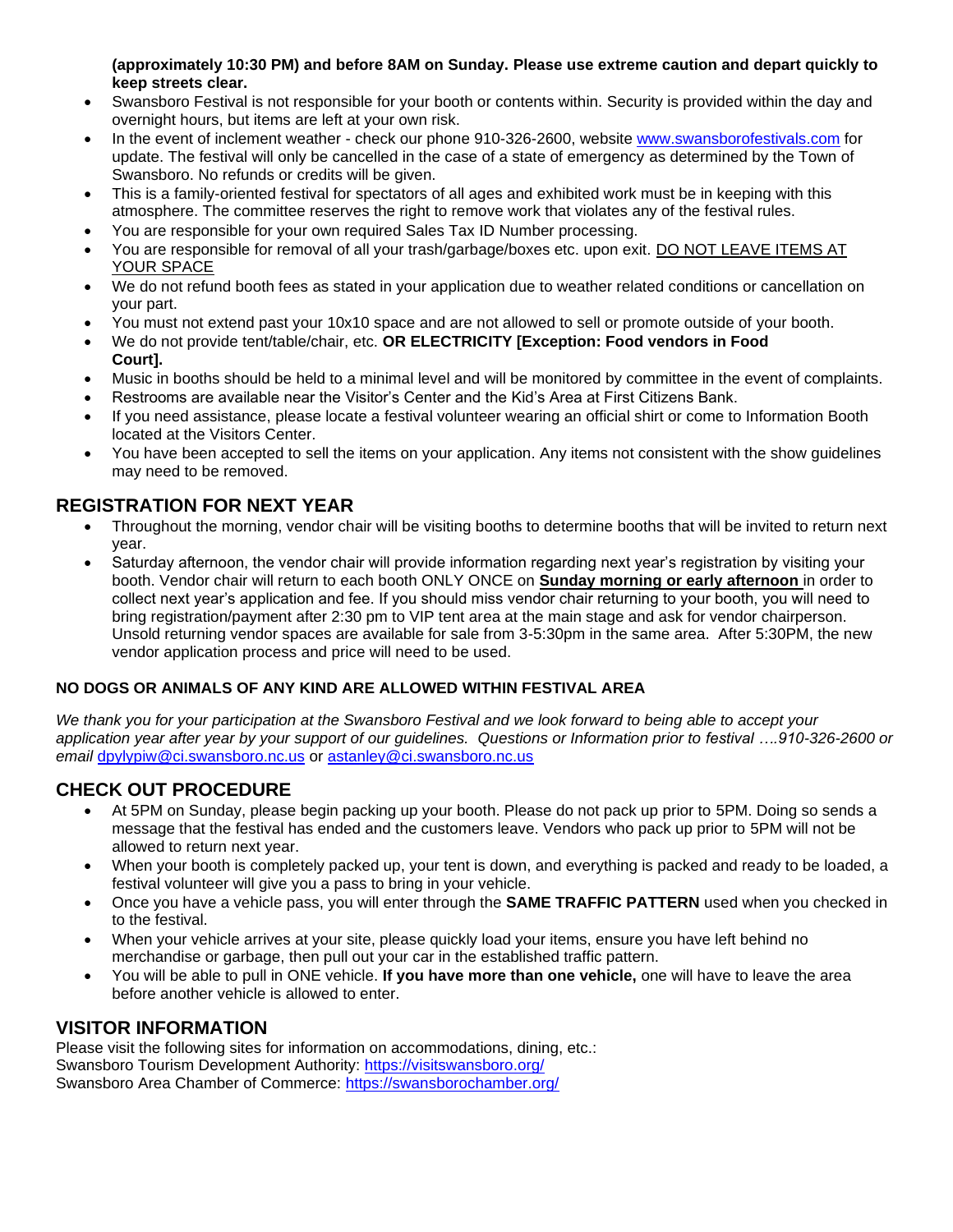**(approximately 10:30 PM) and before 8AM on Sunday. Please use extreme caution and depart quickly to keep streets clear.**

- Swansboro Festival is not responsible for your booth or contents within. Security is provided within the day and overnight hours, but items are left at your own risk.
- In the event of inclement weather - check our phone 910-326-2600, website www.swansborofestivals.com for update. The festival will only be cancelled in the case of a state of emergency as determined by the Town of Swansboro. No refunds or credits will be given.
- This is a family-oriented festival for spectators of all ages and exhibited work must be in keeping with this atmosphere. The committee reserves the right to remove work that violates any of the festival rules.
- You are responsible for your own required Sales Tax ID Number processing.
- You are responsible for removal of all your trash/garbage/boxes etc. upon exit. <u>DO NOT LEAVE ITEMS AT YOUR SPACE</u>
- We do not refund booth fees as stated in your application due to weather related conditions or cancellation on your part.
- You must not extend past your 10x10 space and are not allowed to sell or promote outside of your booth.
- We do not provide tent/table/chair, etc. **OR ELECTRICITY [Exception: Food vendors in Food Court].**
- Music in booths should be held to a minimal level and will be monitored by committee in the event of complaints.
- Restrooms are available near the Visitor's Center and the Kid's Area at First Citizens Bank.
- If you need assistance, please locate a festival volunteer wearing an official shirt or come to Information Booth located at the Visitors Center.
- You have been accepted to sell the items on your application. Any items not consistent with the show guidelines may need to be removed.

## REGISTRATION FOR NEXT YEAR

- Throughout the morning, vendor chair will be visiting booths to determine booths that will be invited to return next year.
- Saturday afternoon, the vendor chair will provide information regarding next year's registration by visiting your booth. Vendor chair will return to each booth ONLY ONCE on <u>**Sunday morning or early afternoon**</u> in order to collect next year's application and fee. If you should miss vendor chair returning to your booth, you will need to bring registration/payment after 2:30 pm to VIP tent area at the main stage and ask for vendor chairperson. Unsold returning vendor spaces are available for sale from 3-5:30pm in the same area. After 5:30PM, the new vendor application process and price will need to be used.

**NO DOGS OR ANIMALS OF ANY KIND ARE ALLOWED WITHIN FESTIVAL AREA**

*We thank you for your participation at the Swansboro Festival and we look forward to being able to accept your application year after year by your support of our guidelines. Questions or Information prior to festival ….910-326-2600 or email* dpylypiw@ci.swansboro.nc.us or astanley@ci.swansboro.nc.us

## CHECK OUT PROCEDURE

- At 5PM on Sunday, please begin packing up your booth. Please do not pack up prior to 5PM. Doing so sends a message that the festival has ended and the customers leave. Vendors who pack up prior to 5PM will not be allowed to return next year.
- When your booth is completely packed up, your tent is down, and everything is packed and ready to be loaded, a festival volunteer will give you a pass to bring in your vehicle.
- Once you have a vehicle pass, you will enter through the **SAME TRAFFIC PATTERN** used when you checked in to the festival.
- When your vehicle arrives at your site, please quickly load your items, ensure you have left behind no merchandise or garbage, then pull out your car in the established traffic pattern.
- You will be able to pull in ONE vehicle. **If you have more than one vehicle,** one will have to leave the area before another vehicle is allowed to enter.

## VISITOR INFORMATION

Please visit the following sites for information on accommodations, dining, etc.:
Swansboro Tourism Development Authority: https://visitswansboro.org/
Swansboro Area Chamber of Commerce: https://swansborochamber.org/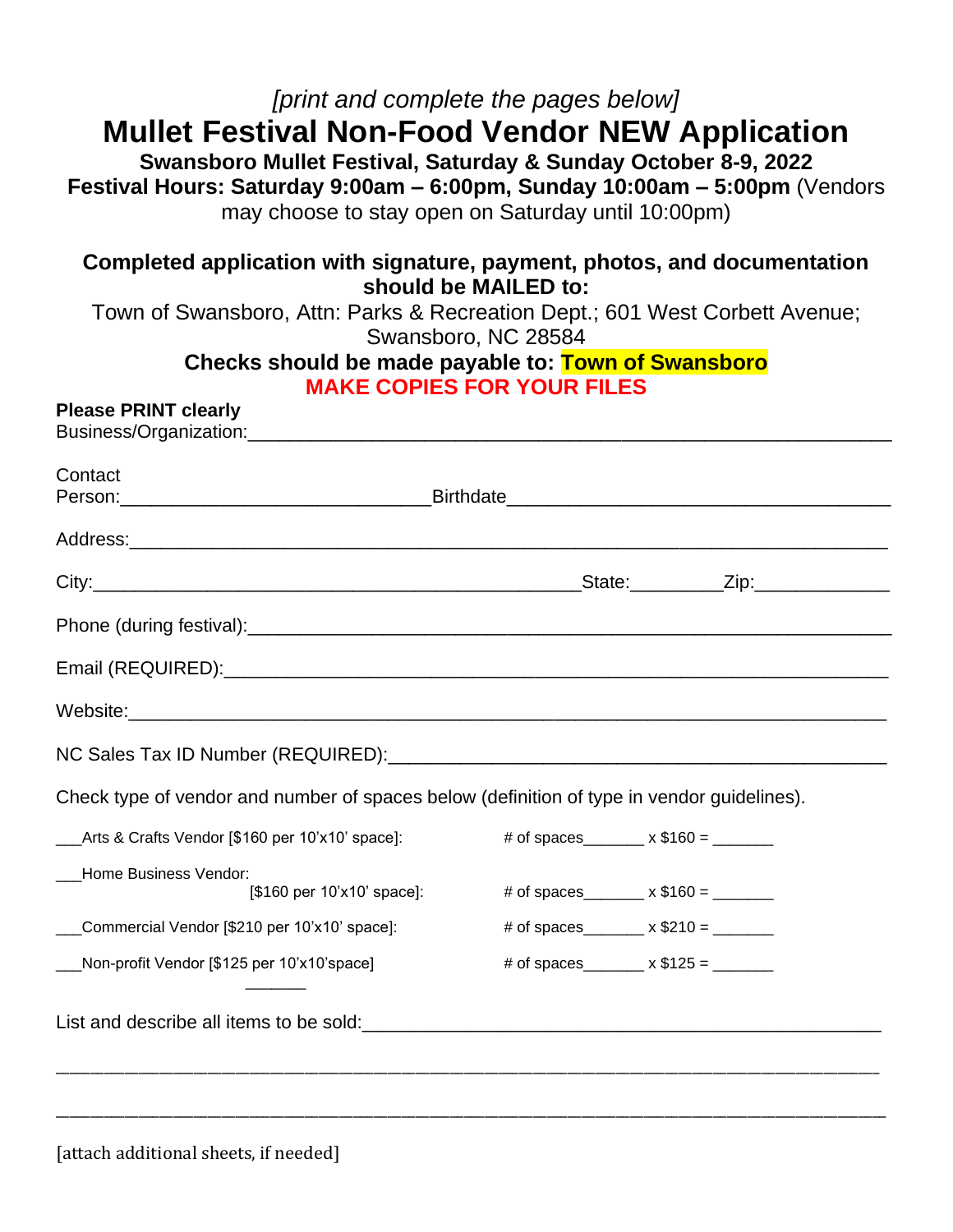*[print and complete the pages below]*

# Mullet Festival Non-Food Vendor NEW Application

**Swansboro Mullet Festival, Saturday & Sunday October 8-9, 2022**

**Festival Hours: Saturday 9:00am – 6:00pm, Sunday 10:00am – 5:00pm** (Vendors may choose to stay open on Saturday until 10:00pm)

**Completed application with signature, payment, photos, and documentation should be MAILED to:**

Town of Swansboro, Attn: Parks & Recreation Dept.; 601 West Corbett Avenue; Swansboro, NC 28584

**Checks should be made payable to: Town of Swansboro**

**MAKE COPIES FOR YOUR FILES**

**Please PRINT clearly**

Business/Organization:_______________________________________________________________

Contact Person:______________________________ Birthdate_____________________________________

Address:__________________________________________________________________________

City:_______________________________________________ State:_________ Zip:_____________

Phone (during festival):______________________________________________________________

Email (REQUIRED):___________________________________________________________________

Website:__________________________________________________________________________

NC Sales Tax ID Number (REQUIRED):_____________________________________________

Check type of vendor and number of spaces below (definition of type in vendor guidelines).

___Arts & Crafts Vendor [$160 per 10'x10' space]: # of spaces_______ x $160 = _______

___Home Business Vendor: [$160 per 10'x10' space]: # of spaces_______ x $160 = _______

___Commercial Vendor [$210 per 10'x10' space]: # of spaces_______ x $210 = _______

___Non-profit Vendor [$125 per 10'x10'space] # of spaces_______ x $125 = _______

_______

List and describe all items to be sold:_____________________________________________________

___________________________________________________________________________________

___________________________________________________________________________________

[attach additional sheets, if needed]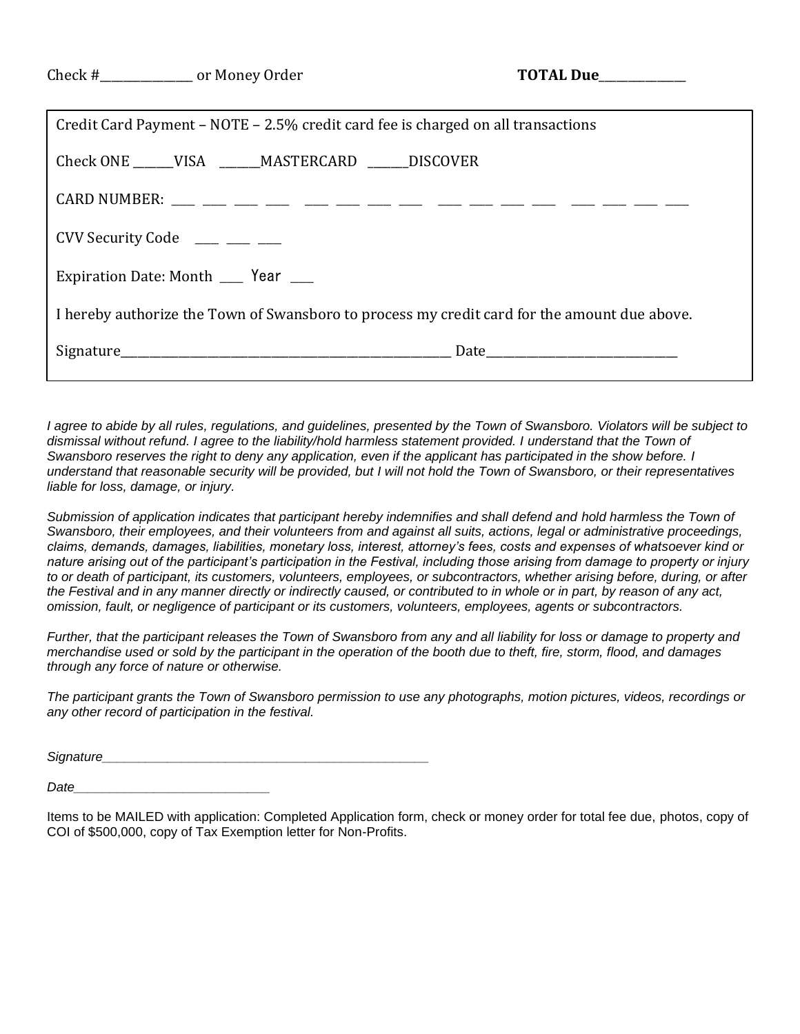Check #_______________ or Money Order **TOTAL Due**______________

Credit Card Payment – NOTE – 2.5% credit card fee is charged on all transactions

Check ONE ______VISA ______MASTERCARD ______DISCOVER

CARD NUMBER: ___ ___ ___ ___   ___ ___ ___ ___   ___ ___ ___ ___   ___ ___ ___ ___

CVV Security Code ___ ___ ___

Expiration Date: Month ___ Year ___

I hereby authorize the Town of Swansboro to process my credit card for the amount due above.

Signature________________________________________________ Date____________________________

*I agree to abide by all rules, regulations, and guidelines, presented by the Town of Swansboro. Violators will be subject to dismissal without refund. I agree to the liability/hold harmless statement provided. I understand that the Town of Swansboro reserves the right to deny any application, even if the applicant has participated in the show before. I understand that reasonable security will be provided, but I will not hold the Town of Swansboro, or their representatives liable for loss, damage, or injury.*

*Submission of application indicates that participant hereby indemnifies and shall defend and hold harmless the Town of Swansboro, their employees, and their volunteers from and against all suits, actions, legal or administrative proceedings, claims, demands, damages, liabilities, monetary loss, interest, attorney's fees, costs and expenses of whatsoever kind or nature arising out of the participant's participation in the Festival, including those arising from damage to property or injury to or death of participant, its customers, volunteers, employees, or subcontractors, whether arising before, during, or after the Festival and in any manner directly or indirectly caused, or contributed to in whole or in part, by reason of any act, omission, fault, or negligence of participant or its customers, volunteers, employees, agents or subcontractors.*

*Further, that the participant releases the Town of Swansboro from any and all liability for loss or damage to property and merchandise used or sold by the participant in the operation of the booth due to theft, fire, storm, flood, and damages through any force of nature or otherwise.*

*The participant grants the Town of Swansboro permission to use any photographs, motion pictures, videos, recordings or any other record of participation in the festival.*

*Signature_____________________________________________*

*Date__________________________*

Items to be MAILED with application: Completed Application form, check or money order for total fee due, photos, copy of COI of $500,000, copy of Tax Exemption letter for Non-Profits.